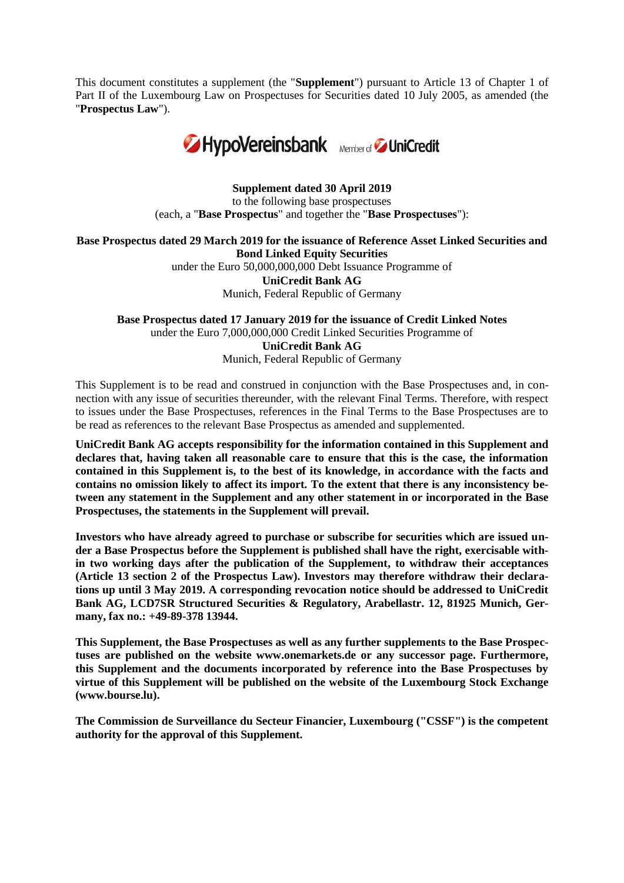This document constitutes a supplement (the "**Supplement**") pursuant to Article 13 of Chapter 1 of Part II of the Luxembourg Law on Prospectuses for Securities dated 10 July 2005, as amended (the "**Prospectus Law**").

HypoVereinsbank Member of UniCredit

**Supplement dated 30 April 2019**
to the following base prospectuses
(each, a "**Base Prospectus**" and together the "**Base Prospectuses**"):

**Base Prospectus dated 29 March 2019 for the issuance of Reference Asset Linked Securities and Bond Linked Equity Securities**
under the Euro 50,000,000,000 Debt Issuance Programme of
**UniCredit Bank AG**
Munich, Federal Republic of Germany

**Base Prospectus dated 17 January 2019 for the issuance of Credit Linked Notes**
under the Euro 7,000,000,000 Credit Linked Securities Programme of
**UniCredit Bank AG**
Munich, Federal Republic of Germany

This Supplement is to be read and construed in conjunction with the Base Prospectuses and, in connection with any issue of securities thereunder, with the relevant Final Terms. Therefore, with respect to issues under the Base Prospectuses, references in the Final Terms to the Base Prospectuses are to be read as references to the relevant Base Prospectus as amended and supplemented.

**UniCredit Bank AG accepts responsibility for the information contained in this Supplement and declares that, having taken all reasonable care to ensure that this is the case, the information contained in this Supplement is, to the best of its knowledge, in accordance with the facts and contains no omission likely to affect its import. To the extent that there is any inconsistency between any statement in the Supplement and any other statement in or incorporated in the Base Prospectuses, the statements in the Supplement will prevail.**

**Investors who have already agreed to purchase or subscribe for securities which are issued under a Base Prospectus before the Supplement is published shall have the right, exercisable within two working days after the publication of the Supplement, to withdraw their acceptances (Article 13 section 2 of the Prospectus Law). Investors may therefore withdraw their declarations up until 3 May 2019. A corresponding revocation notice should be addressed to UniCredit Bank AG, LCD7SR Structured Securities & Regulatory, Arabellastr. 12, 81925 Munich, Germany, fax no.: +49-89-378 13944.**

**This Supplement, the Base Prospectuses as well as any further supplements to the Base Prospectuses are published on the website www.onemarkets.de or any successor page. Furthermore, this Supplement and the documents incorporated by reference into the Base Prospectuses by virtue of this Supplement will be published on the website of the Luxembourg Stock Exchange (www.bourse.lu).**

**The Commission de Surveillance du Secteur Financier, Luxembourg ("CSSF") is the competent authority for the approval of this Supplement.**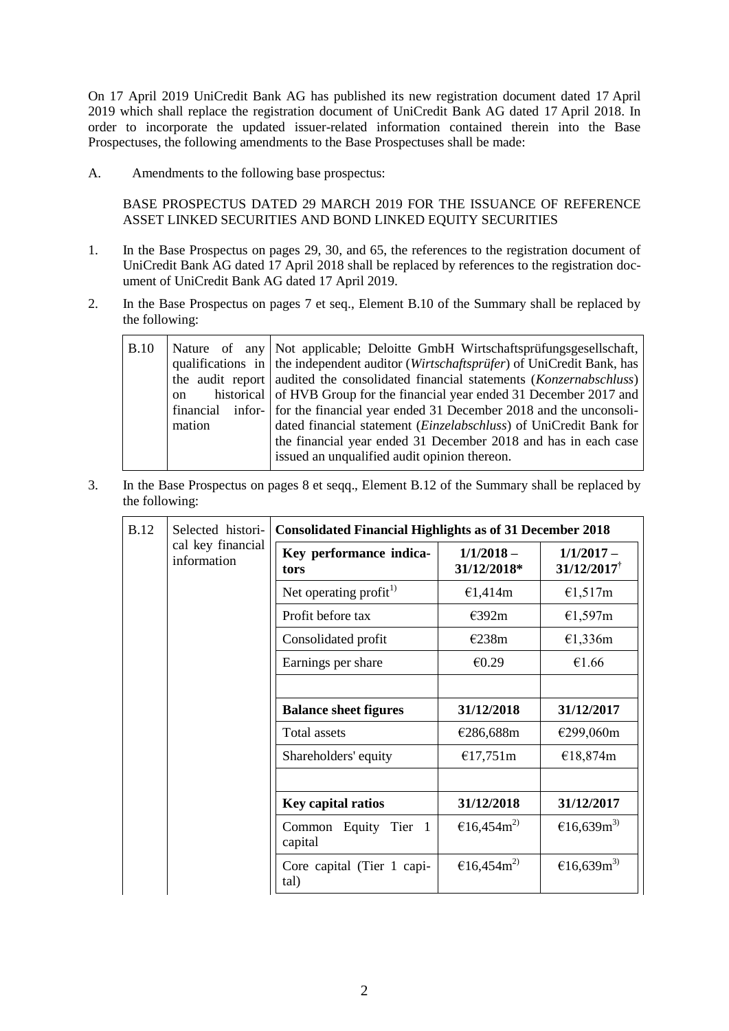On 17 April 2019 UniCredit Bank AG has published its new registration document dated 17 April 2019 which shall replace the registration document of UniCredit Bank AG dated 17 April 2018. In order to incorporate the updated issuer-related information contained therein into the Base Prospectuses, the following amendments to the Base Prospectuses shall be made:

A. Amendments to the following base prospectus:

BASE PROSPECTUS DATED 29 MARCH 2019 FOR THE ISSUANCE OF REFERENCE ASSET LINKED SECURITIES AND BOND LINKED EQUITY SECURITIES

1. In the Base Prospectus on pages 29, 30, and 65, the references to the registration document of UniCredit Bank AG dated 17 April 2018 shall be replaced by references to the registration document of UniCredit Bank AG dated 17 April 2019.

2. In the Base Prospectus on pages 7 et seq., Element B.10 of the Summary shall be replaced by the following:

| B.10 | Nature of any qualifications in the audit report on historical financial information | Not applicable; Deloitte GmbH Wirtschaftsprüfungsgesellschaft, the independent auditor (*Wirtschaftsprüfer*) of UniCredit Bank, has audited the consolidated financial statements (*Konzernabschluss*) of HVB Group for the financial year ended 31 December 2017 and for the financial year ended 31 December 2018 and the unconsolidated financial statement (*Einzelabschluss*) of UniCredit Bank for the financial year ended 31 December 2018 and has in each case issued an unqualified audit opinion thereon. |
|---|---|---|

3. In the Base Prospectus on pages 8 et seqq., Element B.12 of the Summary shall be replaced by the following:

| B.12 | Selected historical key financial information | **Consolidated Financial Highlights as of 31 December 2018** | | |
|---|---|---|---|---|
| | | **Key performance indicators** | **1/1/2018 – 31/12/2018*** | **1/1/2017 – 31/12/2017†** |
| | | Net operating profit[1)] | €1,414m | €1,517m |
| | | Profit before tax | €392m | €1,597m |
| | | Consolidated profit | €238m | €1,336m |
| | | Earnings per share | €0.29 | €1.66 |
| | | | | |
| | | **Balance sheet figures** | **31/12/2018** | **31/12/2017** |
| | | Total assets | €286,688m | €299,060m |
| | | Shareholders' equity | €17,751m | €18,874m |
| | | | | |
| | | **Key capital ratios** | **31/12/2018** | **31/12/2017** |
| | | Common Equity Tier 1 capital | €16,454m[2)] | €16,639m[3)] |
| | | Core capital (Tier 1 capital) | €16,454m[2)] | €16,639m[3)] |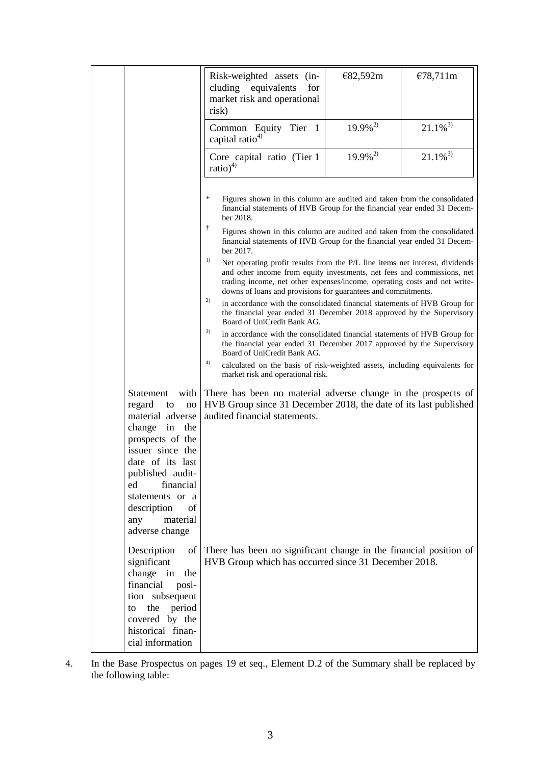| | | | |
|---|---|---|---|
| | | | |
| | Risk-weighted assets (including equivalents for market risk and operational risk) | €82,592m | €78,711m |
| | Common Equity Tier 1 capital ratio[4] | 19.9%[2] | 21.1%[3] |
| | Core capital ratio (Tier 1 ratio)[4] | 19.9%[2] | 21.1%[3] |

\* Figures shown in this column are audited and taken from the consolidated financial statements of HVB Group for the financial year ended 31 December 2018.

† Figures shown in this column are audited and taken from the consolidated financial statements of HVB Group for the financial year ended 31 December 2017.

1) Net operating profit results from the P/L line items net interest, dividends and other income from equity investments, net fees and commissions, net trading income, net other expenses/income, operating costs and net write-downs of loans and provisions for guarantees and commitments.

2) in accordance with the consolidated financial statements of HVB Group for the financial year ended 31 December 2018 approved by the Supervisory Board of UniCredit Bank AG.

3) in accordance with the consolidated financial statements of HVB Group for the financial year ended 31 December 2017 approved by the Supervisory Board of UniCredit Bank AG.

4) calculated on the basis of risk-weighted assets, including equivalents for market risk and operational risk.

| | | |
|---|---|---|
| | Statement with regard to no material adverse change in the prospects of the issuer since the date of its last published audited financial statements or a description of any material adverse change | There has been no material adverse change in the prospects of HVB Group since 31 December 2018, the date of its last published audited financial statements. |
| | Description of significant change in the financial position subsequent to the period covered by the historical financial information | There has been no significant change in the financial position of HVB Group which has occurred since 31 December 2018. |

4. In the Base Prospectus on pages 19 et seq., Element D.2 of the Summary shall be replaced by the following table: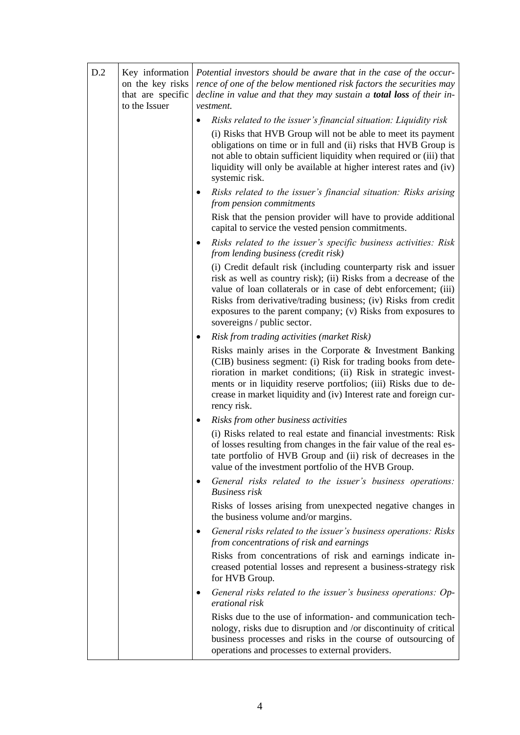| D.2 | Key information on the key risks that are specific to the Issuer | *Potential investors should be aware that in the case of the occurrence of one of the below mentioned risk factors the securities may decline in value and that they may sustain a* ***total loss*** *of their investment.*<br><br>• *Risks related to the issuer's financial situation: Liquidity risk*<br>(i) Risks that HVB Group will not be able to meet its payment obligations on time or in full and (ii) risks that HVB Group is not able to obtain sufficient liquidity when required or (iii) that liquidity will only be available at higher interest rates and (iv) systemic risk.<br><br>• *Risks related to the issuer's financial situation: Risks arising from pension commitments*<br>Risk that the pension provider will have to provide additional capital to service the vested pension commitments.<br><br>• *Risks related to the issuer's specific business activities: Risk from lending business (credit risk)*<br>(i) Credit default risk (including counterparty risk and issuer risk as well as country risk); (ii) Risks from a decrease of the value of loan collaterals or in case of debt enforcement; (iii) Risks from derivative/trading business; (iv) Risks from credit exposures to the parent company; (v) Risks from exposures to sovereigns / public sector.<br><br>• *Risk from trading activities (market Risk)*<br>Risks mainly arises in the Corporate & Investment Banking (CIB) business segment: (i) Risk for trading books from deterioration in market conditions; (ii) Risk in strategic investments or in liquidity reserve portfolios; (iii) Risks due to decrease in market liquidity and (iv) Interest rate and foreign currency risk.<br><br>• *Risks from other business activities*<br>(i) Risks related to real estate and financial investments: Risk of losses resulting from changes in the fair value of the real estate portfolio of HVB Group and (ii) risk of decreases in the value of the investment portfolio of the HVB Group.<br><br>• *General risks related to the issuer's business operations: Business risk*<br>Risks of losses arising from unexpected negative changes in the business volume and/or margins.<br><br>• *General risks related to the issuer's business operations: Risks from concentrations of risk and earnings*<br>Risks from concentrations of risk and earnings indicate increased potential losses and represent a business-strategy risk for HVB Group.<br><br>• *General risks related to the issuer's business operations: Operational risk*<br>Risks due to the use of information- and communication technology, risks due to disruption and /or discontinuity of critical business processes and risks in the course of outsourcing of operations and processes to external providers. |
|---|---|---|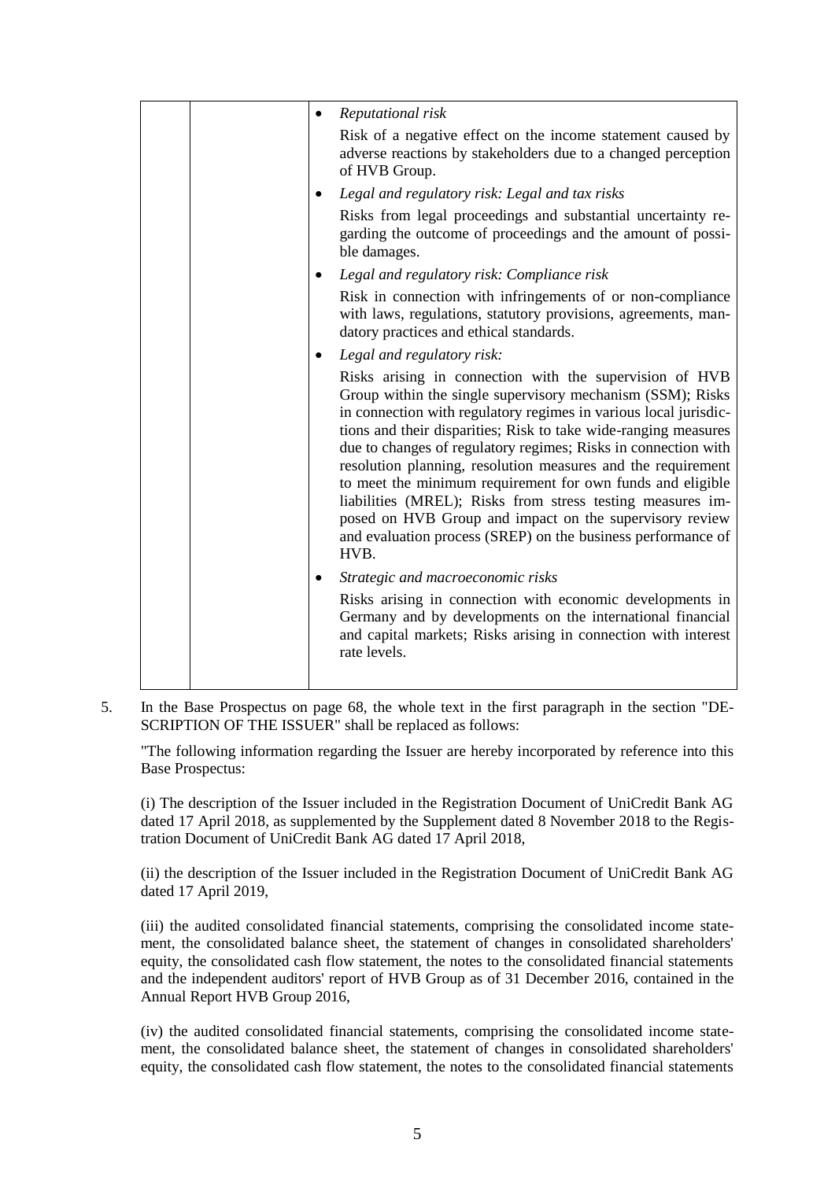| | | • *Reputational risk*<br>Risk of a negative effect on the income statement caused by adverse reactions by stakeholders due to a changed perception of HVB Group.<br>• *Legal and regulatory risk: Legal and tax risks*<br>Risks from legal proceedings and substantial uncertainty regarding the outcome of proceedings and the amount of possible damages.<br>• *Legal and regulatory risk: Compliance risk*<br>Risk in connection with infringements of or non-compliance with laws, regulations, statutory provisions, agreements, mandatory practices and ethical standards.<br>• *Legal and regulatory risk:*<br>Risks arising in connection with the supervision of HVB Group within the single supervisory mechanism (SSM); Risks in connection with regulatory regimes in various local jurisdictions and their disparities; Risk to take wide-ranging measures due to changes of regulatory regimes; Risks in connection with resolution planning, resolution measures and the requirement to meet the minimum requirement for own funds and eligible liabilities (MREL); Risks from stress testing measures imposed on HVB Group and impact on the supervisory review and evaluation process (SREP) on the business performance of HVB.<br>• *Strategic and macroeconomic risks*<br>Risks arising in connection with economic developments in Germany and by developments on the international financial and capital markets; Risks arising in connection with interest rate levels. |
|---|---|---|

5. In the Base Prospectus on page 68, the whole text in the first paragraph in the section "DESCRIPTION OF THE ISSUER" shall be replaced as follows:

"The following information regarding the Issuer are hereby incorporated by reference into this Base Prospectus:

(i) The description of the Issuer included in the Registration Document of UniCredit Bank AG dated 17 April 2018, as supplemented by the Supplement dated 8 November 2018 to the Registration Document of UniCredit Bank AG dated 17 April 2018,

(ii) the description of the Issuer included in the Registration Document of UniCredit Bank AG dated 17 April 2019,

(iii) the audited consolidated financial statements, comprising the consolidated income statement, the consolidated balance sheet, the statement of changes in consolidated shareholders' equity, the consolidated cash flow statement, the notes to the consolidated financial statements and the independent auditors' report of HVB Group as of 31 December 2016, contained in the Annual Report HVB Group 2016,

(iv) the audited consolidated financial statements, comprising the consolidated income statement, the consolidated balance sheet, the statement of changes in consolidated shareholders' equity, the consolidated cash flow statement, the notes to the consolidated financial statements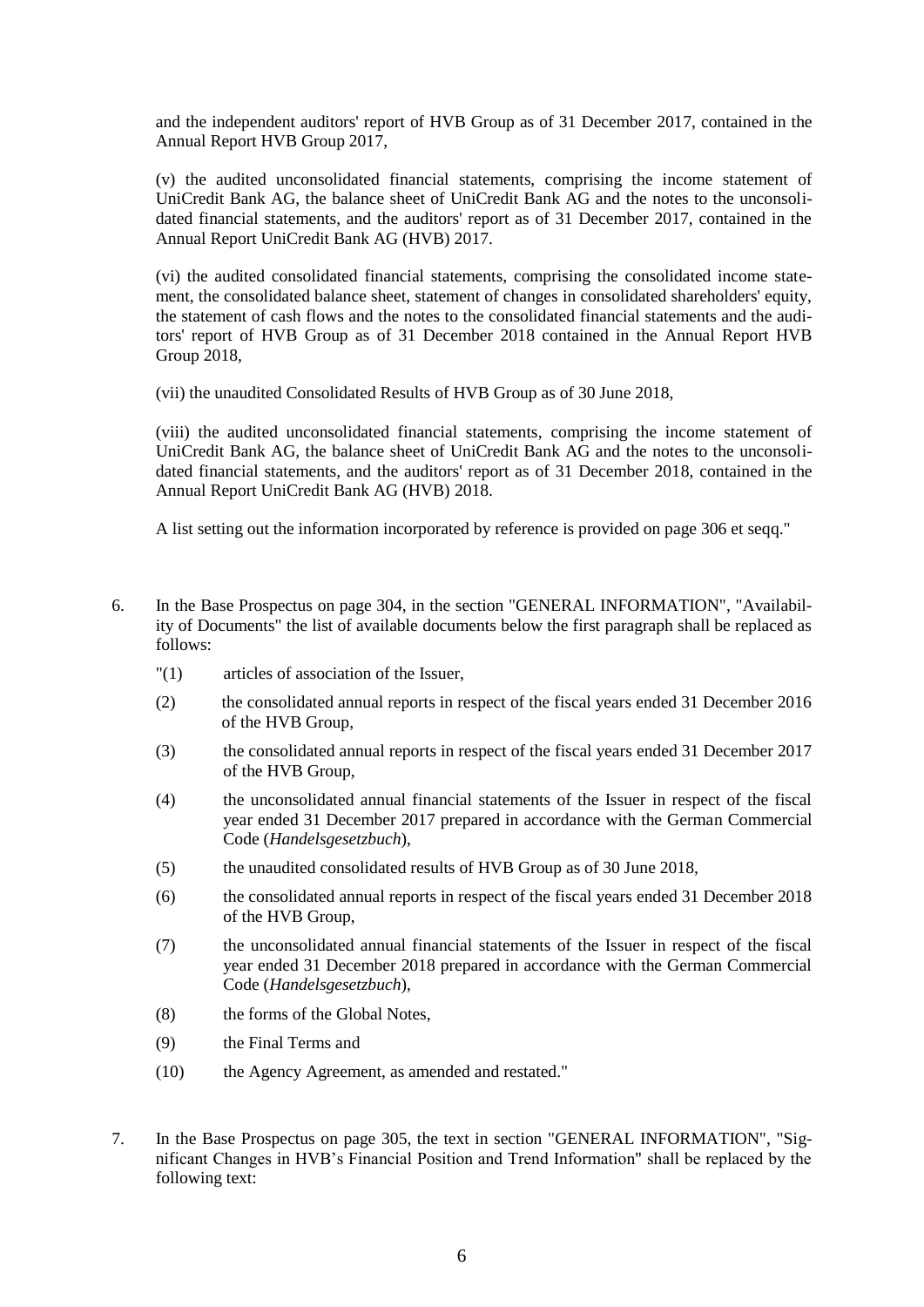and the independent auditors' report of HVB Group as of 31 December 2017, contained in the Annual Report HVB Group 2017,

(v) the audited unconsolidated financial statements, comprising the income statement of UniCredit Bank AG, the balance sheet of UniCredit Bank AG and the notes to the unconsolidated financial statements, and the auditors' report as of 31 December 2017, contained in the Annual Report UniCredit Bank AG (HVB) 2017.

(vi) the audited consolidated financial statements, comprising the consolidated income statement, the consolidated balance sheet, statement of changes in consolidated shareholders' equity, the statement of cash flows and the notes to the consolidated financial statements and the auditors' report of HVB Group as of 31 December 2018 contained in the Annual Report HVB Group 2018,

(vii) the unaudited Consolidated Results of HVB Group as of 30 June 2018,

(viii) the audited unconsolidated financial statements, comprising the income statement of UniCredit Bank AG, the balance sheet of UniCredit Bank AG and the notes to the unconsolidated financial statements, and the auditors' report as of 31 December 2018, contained in the Annual Report UniCredit Bank AG (HVB) 2018.

A list setting out the information incorporated by reference is provided on page 306 et seqq."

6. In the Base Prospectus on page 304, in the section "GENERAL INFORMATION", "Availability of Documents" the list of available documents below the first paragraph shall be replaced as follows:

   "(1) articles of association of the Issuer,

   (2) the consolidated annual reports in respect of the fiscal years ended 31 December 2016 of the HVB Group,

   (3) the consolidated annual reports in respect of the fiscal years ended 31 December 2017 of the HVB Group,

   (4) the unconsolidated annual financial statements of the Issuer in respect of the fiscal year ended 31 December 2017 prepared in accordance with the German Commercial Code (*Handelsgesetzbuch*),

   (5) the unaudited consolidated results of HVB Group as of 30 June 2018,

   (6) the consolidated annual reports in respect of the fiscal years ended 31 December 2018 of the HVB Group,

   (7) the unconsolidated annual financial statements of the Issuer in respect of the fiscal year ended 31 December 2018 prepared in accordance with the German Commercial Code (*Handelsgesetzbuch*),

   (8) the forms of the Global Notes,

   (9) the Final Terms and

   (10) the Agency Agreement, as amended and restated."

7. In the Base Prospectus on page 305, the text in section "GENERAL INFORMATION", "Significant Changes in HVB's Financial Position and Trend Information" shall be replaced by the following text: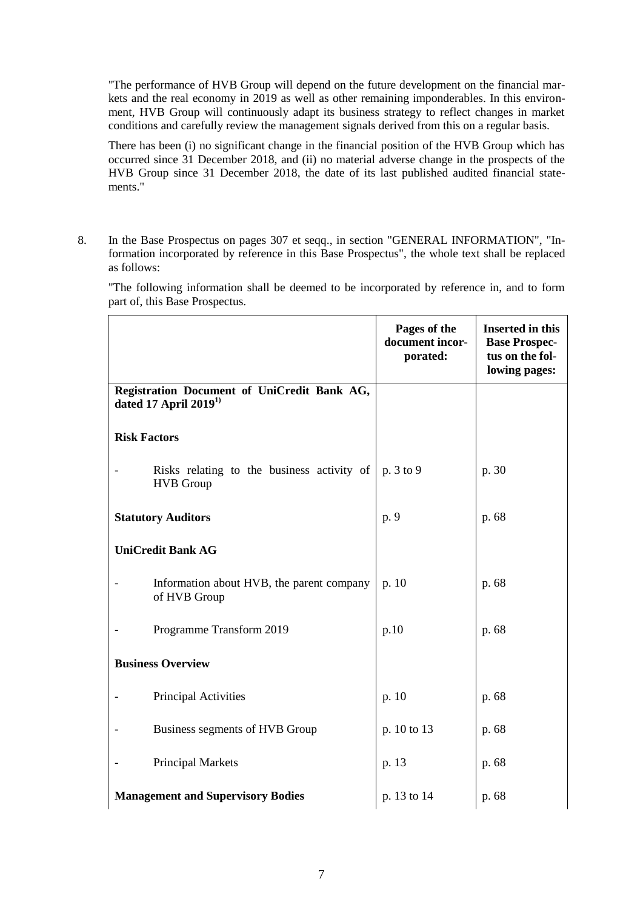"The performance of HVB Group will depend on the future development on the financial markets and the real economy in 2019 as well as other remaining imponderables. In this environment, HVB Group will continuously adapt its business strategy to reflect changes in market conditions and carefully review the management signals derived from this on a regular basis.

There has been (i) no significant change in the financial position of the HVB Group which has occurred since 31 December 2018, and (ii) no material adverse change in the prospects of the HVB Group since 31 December 2018, the date of its last published audited financial statements."

8. In the Base Prospectus on pages 307 et seqq., in section "GENERAL INFORMATION", "Information incorporated by reference in this Base Prospectus", the whole text shall be replaced as follows:

"The following information shall be deemed to be incorporated by reference in, and to form part of, this Base Prospectus.

| | Pages of the document incorporated: | Inserted in this Base Prospectus on the following pages: |
|---|---|---|
| **Registration Document of UniCredit Bank AG, dated 17 April 2019**[1)] | | |
| **Risk Factors** | | |
| - Risks relating to the business activity of HVB Group | p. 3 to 9 | p. 30 |
| **Statutory Auditors** | p. 9 | p. 68 |
| **UniCredit Bank AG** | | |
| - Information about HVB, the parent company of HVB Group | p. 10 | p. 68 |
| - Programme Transform 2019 | p.10 | p. 68 |
| **Business Overview** | | |
| - Principal Activities | p. 10 | p. 68 |
| - Business segments of HVB Group | p. 10 to 13 | p. 68 |
| - Principal Markets | p. 13 | p. 68 |
| **Management and Supervisory Bodies** | p. 13 to 14 | p. 68 |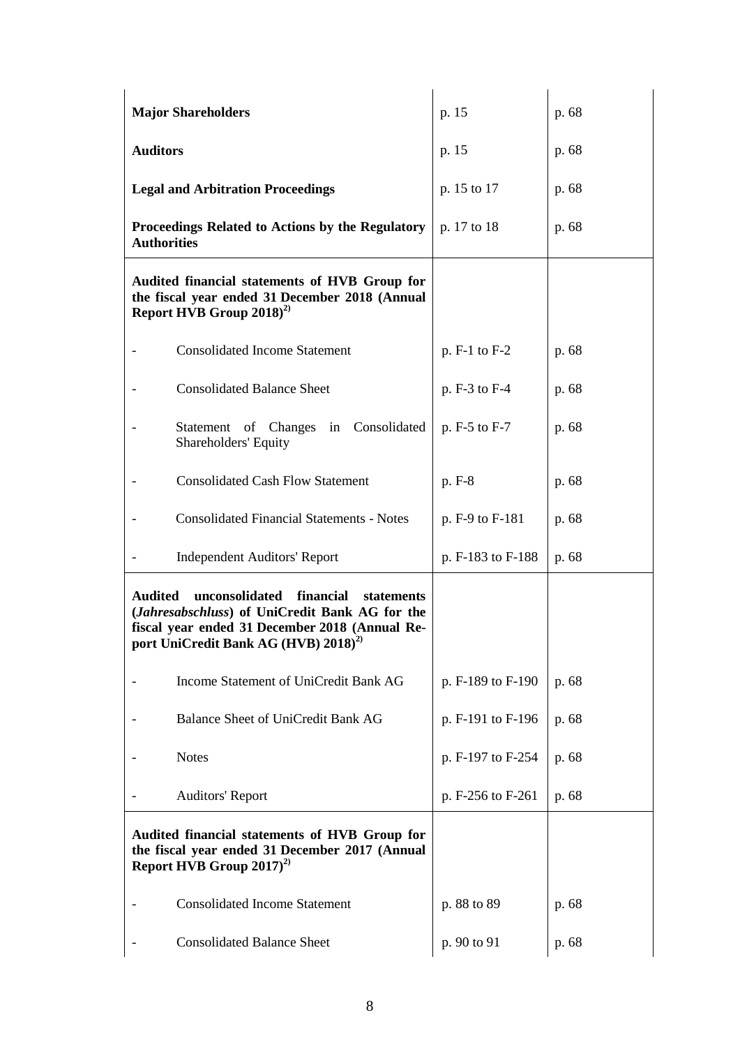| | | |
|---|---|---|
| **Major Shareholders** | p. 15 | p. 68 |
| **Auditors** | p. 15 | p. 68 |
| **Legal and Arbitration Proceedings** | p. 15 to 17 | p. 68 |
| **Proceedings Related to Actions by the Regulatory Authorities** | p. 17 to 18 | p. 68 |
| **Audited financial statements of HVB Group for the fiscal year ended 31 December 2018 (Annual Report HVB Group 2018)[2)]** | | |
| - Consolidated Income Statement | p. F-1 to F-2 | p. 68 |
| - Consolidated Balance Sheet | p. F-3 to F-4 | p. 68 |
| - Statement of Changes in Consolidated Shareholders' Equity | p. F-5 to F-7 | p. 68 |
| - Consolidated Cash Flow Statement | p. F-8 | p. 68 |
| - Consolidated Financial Statements - Notes | p. F-9 to F-181 | p. 68 |
| - Independent Auditors' Report | p. F-183 to F-188 | p. 68 |
| **Audited unconsolidated financial statements (*Jahresabschluss*) of UniCredit Bank AG for the fiscal year ended 31 December 2018 (Annual Report UniCredit Bank AG (HVB) 2018)[2)]** | | |
| - Income Statement of UniCredit Bank AG | p. F-189 to F-190 | p. 68 |
| - Balance Sheet of UniCredit Bank AG | p. F-191 to F-196 | p. 68 |
| - Notes | p. F-197 to F-254 | p. 68 |
| - Auditors' Report | p. F-256 to F-261 | p. 68 |
| **Audited financial statements of HVB Group for the fiscal year ended 31 December 2017 (Annual Report HVB Group 2017)[2)]** | | |
| - Consolidated Income Statement | p. 88 to 89 | p. 68 |
| - Consolidated Balance Sheet | p. 90 to 91 | p. 68 |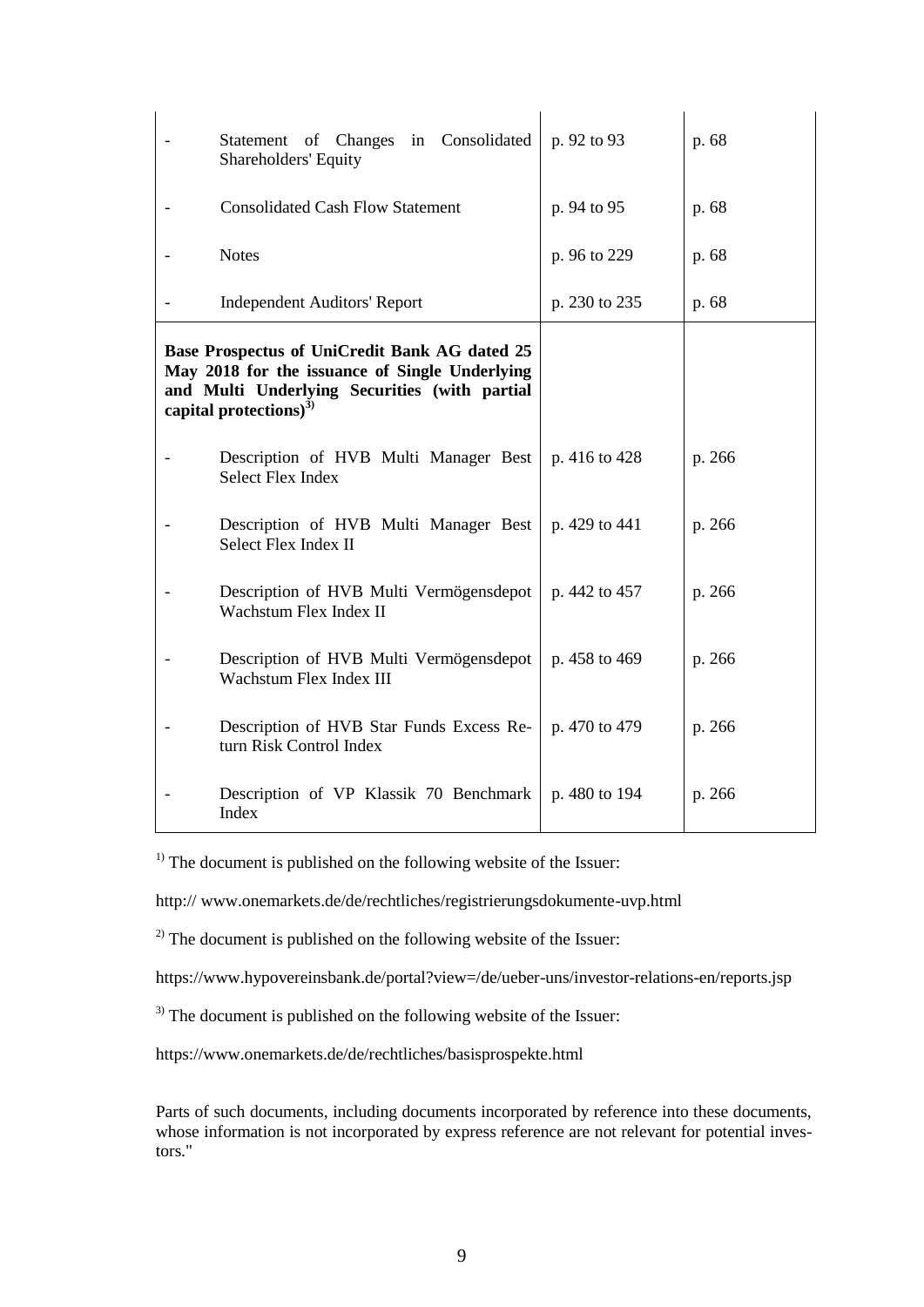| | | | |
|---|---|---|---|
| - | Statement of Changes in Consolidated Shareholders' Equity | p. 92 to 93 | p. 68 |
| - | Consolidated Cash Flow Statement | p. 94 to 95 | p. 68 |
| - | Notes | p. 96 to 229 | p. 68 |
| - | Independent Auditors' Report | p. 230 to 235 | p. 68 |
| **Base Prospectus of UniCredit Bank AG dated 25 May 2018 for the issuance of Single Underlying and Multi Underlying Securities (with partial capital protections)[3)]** | | | |
| - | Description of HVB Multi Manager Best Select Flex Index | p. 416 to 428 | p. 266 |
| - | Description of HVB Multi Manager Best Select Flex Index II | p. 429 to 441 | p. 266 |
| - | Description of HVB Multi Vermögensdepot Wachstum Flex Index II | p. 442 to 457 | p. 266 |
| - | Description of HVB Multi Vermögensdepot Wachstum Flex Index III | p. 458 to 469 | p. 266 |
| - | Description of HVB Star Funds Excess Return Risk Control Index | p. 470 to 479 | p. 266 |
| - | Description of VP Klassik 70 Benchmark Index | p. 480 to 194 | p. 266 |

[1)] The document is published on the following website of the Issuer:

http:// www.onemarkets.de/de/rechtliches/registrierungsdokumente-uvp.html

[2)] The document is published on the following website of the Issuer:

https://www.hypovereinsbank.de/portal?view=/de/ueber-uns/investor-relations-en/reports.jsp

[3)] The document is published on the following website of the Issuer:

https://www.onemarkets.de/de/rechtliches/basisprospekte.html

Parts of such documents, including documents incorporated by reference into these documents, whose information is not incorporated by express reference are not relevant for potential investors."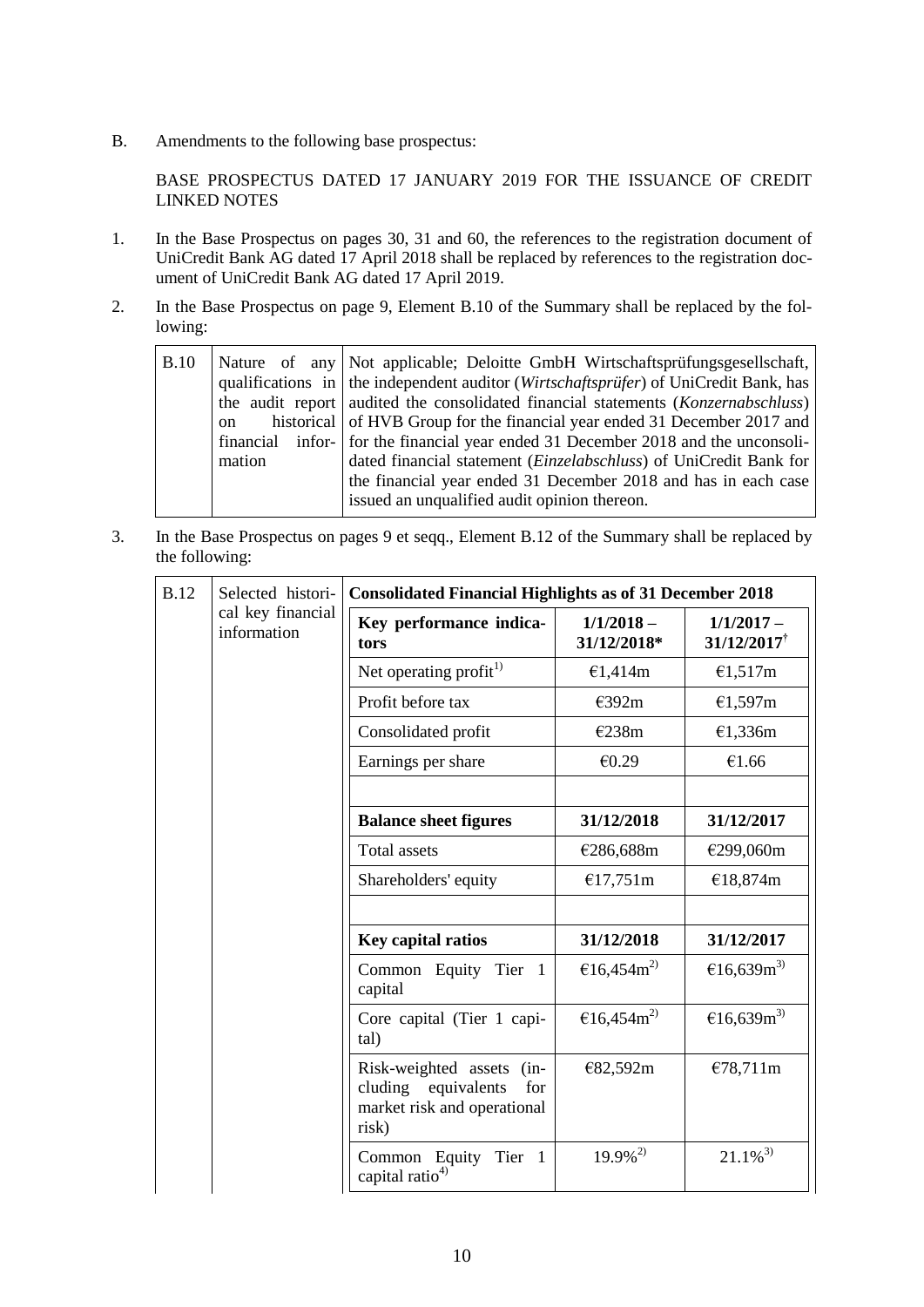B. Amendments to the following base prospectus:

BASE PROSPECTUS DATED 17 JANUARY 2019 FOR THE ISSUANCE OF CREDIT LINKED NOTES

1. In the Base Prospectus on pages 30, 31 and 60, the references to the registration document of UniCredit Bank AG dated 17 April 2018 shall be replaced by references to the registration document of UniCredit Bank AG dated 17 April 2019.

2. In the Base Prospectus on page 9, Element B.10 of the Summary shall be replaced by the following:

| B.10 | Nature of any qualifications in the audit report on historical financial information | Not applicable; Deloitte GmbH Wirtschaftsprüfungsgesellschaft, the independent auditor (*Wirtschaftsprüfer*) of UniCredit Bank, has audited the consolidated financial statements (*Konzernabschluss*) of HVB Group for the financial year ended 31 December 2017 and for the financial year ended 31 December 2018 and the unconsolidated financial statement (*Einzelabschluss*) of UniCredit Bank for the financial year ended 31 December 2018 and has in each case issued an unqualified audit opinion thereon. |
|---|---|---|

3. In the Base Prospectus on pages 9 et seqq., Element B.12 of the Summary shall be replaced by the following:

| B.12 | Selected historical key financial information | **Consolidated Financial Highlights as of 31 December 2018** | | |
|---|---|---|---|---|
| | | **Key performance indicators** | **1/1/2018 – 31/12/2018*** | **1/1/2017 – 31/12/2017†** |
| | | Net operating profit[1)] | €1,414m | €1,517m |
| | | Profit before tax | €392m | €1,597m |
| | | Consolidated profit | €238m | €1,336m |
| | | Earnings per share | €0.29 | €1.66 |
| | | | | |
| | | **Balance sheet figures** | **31/12/2018** | **31/12/2017** |
| | | Total assets | €286,688m | €299,060m |
| | | Shareholders' equity | €17,751m | €18,874m |
| | | | | |
| | | **Key capital ratios** | **31/12/2018** | **31/12/2017** |
| | | Common Equity Tier 1 capital | €16,454m[2)] | €16,639m[3)] |
| | | Core capital (Tier 1 capital) | €16,454m[2)] | €16,639m[3)] |
| | | Risk-weighted assets (including equivalents for market risk and operational risk) | €82,592m | €78,711m |
| | | Common Equity Tier 1 capital ratio[4)] | 19.9%[2)] | 21.1%[3)] |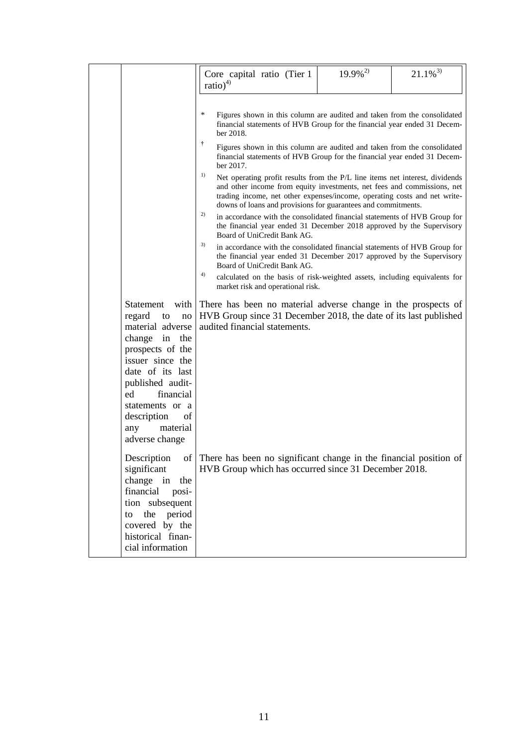| | | | |
|---|---|---|---|
| | | Core capital ratio (Tier 1 ratio)[4] | 19.9%[2] | 21.1%[3] |

\* Figures shown in this column are audited and taken from the consolidated financial statements of HVB Group for the financial year ended 31 December 2018.

† Figures shown in this column are audited and taken from the consolidated financial statements of HVB Group for the financial year ended 31 December 2017.

1) Net operating profit results from the P/L line items net interest, dividends and other income from equity investments, net fees and commissions, net trading income, net other expenses/income, operating costs and net write-downs of loans and provisions for guarantees and commitments.

2) in accordance with the consolidated financial statements of HVB Group for the financial year ended 31 December 2018 approved by the Supervisory Board of UniCredit Bank AG.

3) in accordance with the consolidated financial statements of HVB Group for the financial year ended 31 December 2017 approved by the Supervisory Board of UniCredit Bank AG.

4) calculated on the basis of risk-weighted assets, including equivalents for market risk and operational risk.

| | | |
|---|---|---|
| | Statement with regard to no material adverse change in the prospects of the issuer since the date of its last published audited financial statements or a description of any material adverse change | There has been no material adverse change in the prospects of HVB Group since 31 December 2018, the date of its last published audited financial statements. |
| | Description of significant change in the financial position subsequent to the period covered by the historical financial information | There has been no significant change in the financial position of HVB Group which has occurred since 31 December 2018. |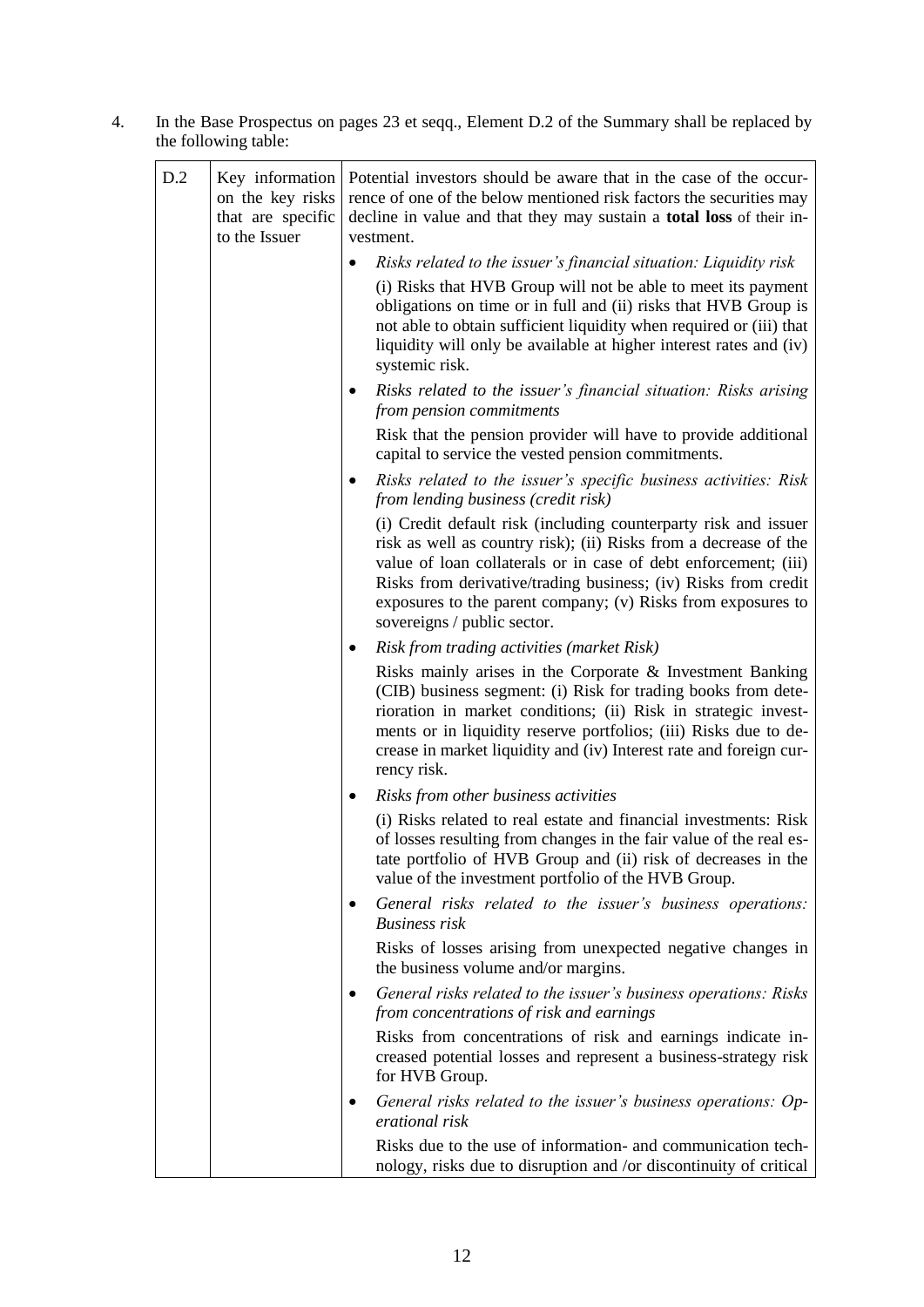4. In the Base Prospectus on pages 23 et seqq., Element D.2 of the Summary shall be replaced by the following table:

| | | |
|---|---|---|
| D.2 | Key information on the key risks that are specific to the Issuer | Potential investors should be aware that in the case of the occurrence of one of the below mentioned risk factors the securities may decline in value and that they may sustain a **total loss** of their investment.<br><br>• *Risks related to the issuer's financial situation: Liquidity risk*<br>(i) Risks that HVB Group will not be able to meet its payment obligations on time or in full and (ii) risks that HVB Group is not able to obtain sufficient liquidity when required or (iii) that liquidity will only be available at higher interest rates and (iv) systemic risk.<br><br>• *Risks related to the issuer's financial situation: Risks arising from pension commitments*<br>Risk that the pension provider will have to provide additional capital to service the vested pension commitments.<br><br>• *Risks related to the issuer's specific business activities: Risk from lending business (credit risk)*<br>(i) Credit default risk (including counterparty risk and issuer risk as well as country risk); (ii) Risks from a decrease of the value of loan collaterals or in case of debt enforcement; (iii) Risks from derivative/trading business; (iv) Risks from credit exposures to the parent company; (v) Risks from exposures to sovereigns / public sector.<br><br>• *Risk from trading activities (market Risk)*<br>Risks mainly arises in the Corporate & Investment Banking (CIB) business segment: (i) Risk for trading books from deterioration in market conditions; (ii) Risk in strategic investments or in liquidity reserve portfolios; (iii) Risks due to decrease in market liquidity and (iv) Interest rate and foreign currency risk.<br><br>• *Risks from other business activities*<br>(i) Risks related to real estate and financial investments: Risk of losses resulting from changes in the fair value of the real estate portfolio of HVB Group and (ii) risk of decreases in the value of the investment portfolio of the HVB Group.<br><br>• *General risks related to the issuer's business operations: Business risk*<br>Risks of losses arising from unexpected negative changes in the business volume and/or margins.<br><br>• *General risks related to the issuer's business operations: Risks from concentrations of risk and earnings*<br>Risks from concentrations of risk and earnings indicate increased potential losses and represent a business-strategy risk for HVB Group.<br><br>• *General risks related to the issuer's business operations: Operational risk*<br>Risks due to the use of information- and communication technology, risks due to disruption and /or discontinuity of critical |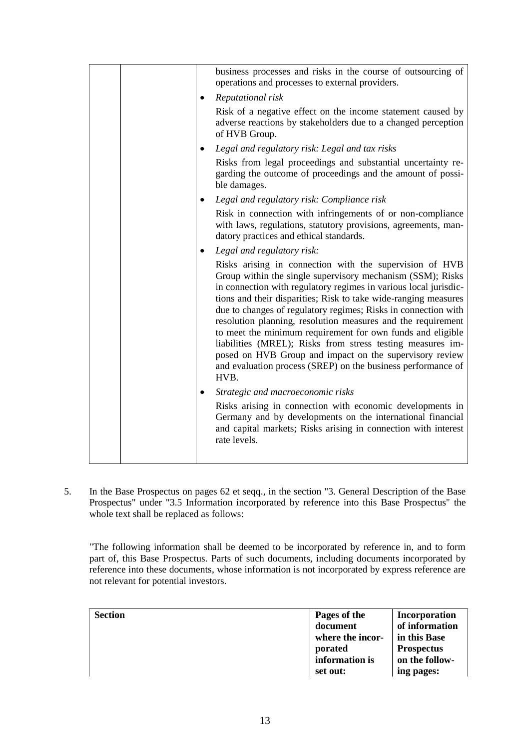| | | business processes and risks in the course of outsourcing of operations and processes to external providers.<br>• *Reputational risk*<br>Risk of a negative effect on the income statement caused by adverse reactions by stakeholders due to a changed perception of HVB Group.<br>• *Legal and regulatory risk: Legal and tax risks*<br>Risks from legal proceedings and substantial uncertainty regarding the outcome of proceedings and the amount of possible damages.<br>• *Legal and regulatory risk: Compliance risk*<br>Risk in connection with infringements of or non-compliance with laws, regulations, statutory provisions, agreements, mandatory practices and ethical standards.<br>• *Legal and regulatory risk:*<br>Risks arising in connection with the supervision of HVB Group within the single supervisory mechanism (SSM); Risks in connection with regulatory regimes in various local jurisdictions and their disparities; Risk to take wide-ranging measures due to changes of regulatory regimes; Risks in connection with resolution planning, resolution measures and the requirement to meet the minimum requirement for own funds and eligible liabilities (MREL); Risks from stress testing measures imposed on HVB Group and impact on the supervisory review and evaluation process (SREP) on the business performance of HVB.<br>• *Strategic and macroeconomic risks*<br>Risks arising in connection with economic developments in Germany and by developments on the international financial and capital markets; Risks arising in connection with interest rate levels. |
|---|---|---|

5. In the Base Prospectus on pages 62 et seqq., in the section "3. General Description of the Base Prospectus" under "3.5 Information incorporated by reference into this Base Prospectus" the whole text shall be replaced as follows:

"The following information shall be deemed to be incorporated by reference in, and to form part of, this Base Prospectus. Parts of such documents, including documents incorporated by reference into these documents, whose information is not incorporated by express reference are not relevant for potential investors.

| **Section** | **Pages of the document where the incorporated information is set out:** | **Incorporation of information in this Base Prospectus on the following pages:** |
|---|---|---|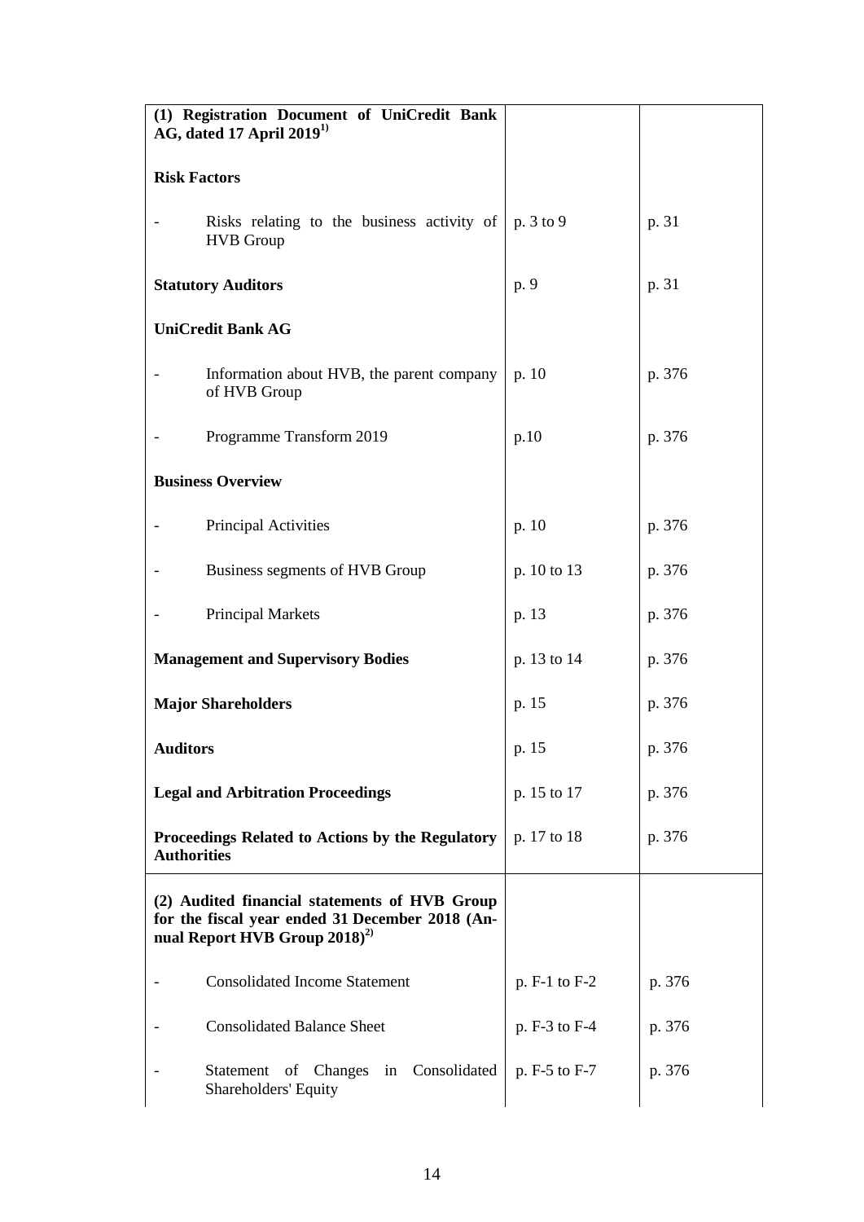| | | |
|---|---|---|
| **(1) Registration Document of UniCredit Bank AG, dated 17 April 2019[1)]** | | |
| **Risk Factors** | | |
| - Risks relating to the business activity of HVB Group | p. 3 to 9 | p. 31 |
| **Statutory Auditors** | p. 9 | p. 31 |
| **UniCredit Bank AG** | | |
| - Information about HVB, the parent company of HVB Group | p. 10 | p. 376 |
| - Programme Transform 2019 | p.10 | p. 376 |
| **Business Overview** | | |
| - Principal Activities | p. 10 | p. 376 |
| - Business segments of HVB Group | p. 10 to 13 | p. 376 |
| - Principal Markets | p. 13 | p. 376 |
| **Management and Supervisory Bodies** | p. 13 to 14 | p. 376 |
| **Major Shareholders** | p. 15 | p. 376 |
| **Auditors** | p. 15 | p. 376 |
| **Legal and Arbitration Proceedings** | p. 15 to 17 | p. 376 |
| **Proceedings Related to Actions by the Regulatory Authorities** | p. 17 to 18 | p. 376 |
| **(2) Audited financial statements of HVB Group for the fiscal year ended 31 December 2018 (Annual Report HVB Group 2018)[2)]** | | |
| - Consolidated Income Statement | p. F-1 to F-2 | p. 376 |
| - Consolidated Balance Sheet | p. F-3 to F-4 | p. 376 |
| - Statement of Changes in Consolidated Shareholders' Equity | p. F-5 to F-7 | p. 376 |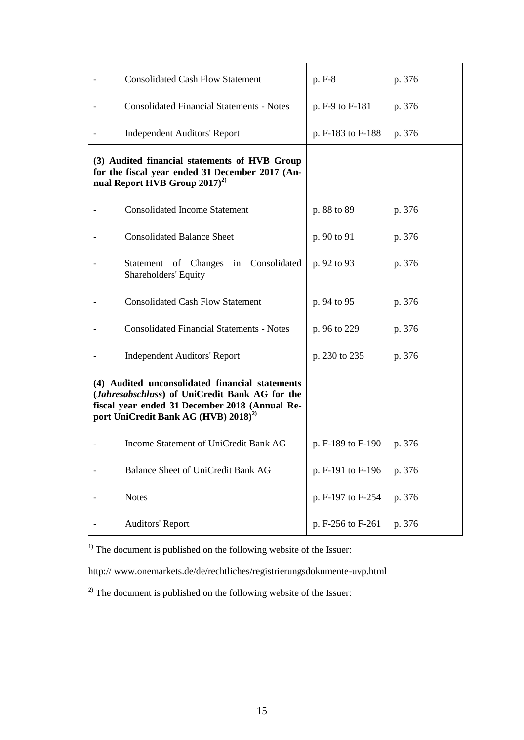| | | |
|---|---|---|
| - Consolidated Cash Flow Statement | p. F-8 | p. 376 |
| - Consolidated Financial Statements - Notes | p. F-9 to F-181 | p. 376 |
| - Independent Auditors' Report | p. F-183 to F-188 | p. 376 |
| **(3) Audited financial statements of HVB Group for the fiscal year ended 31 December 2017 (Annual Report HVB Group 2017)[2)]** | | |
| - Consolidated Income Statement | p. 88 to 89 | p. 376 |
| - Consolidated Balance Sheet | p. 90 to 91 | p. 376 |
| - Statement of Changes in Consolidated Shareholders' Equity | p. 92 to 93 | p. 376 |
| - Consolidated Cash Flow Statement | p. 94 to 95 | p. 376 |
| - Consolidated Financial Statements - Notes | p. 96 to 229 | p. 376 |
| - Independent Auditors' Report | p. 230 to 235 | p. 376 |
| **(4) Audited unconsolidated financial statements (*Jahresabschluss*) of UniCredit Bank AG for the fiscal year ended 31 December 2018 (Annual Report UniCredit Bank AG (HVB) 2018)[2)]** | | |
| - Income Statement of UniCredit Bank AG | p. F-189 to F-190 | p. 376 |
| - Balance Sheet of UniCredit Bank AG | p. F-191 to F-196 | p. 376 |
| - Notes | p. F-197 to F-254 | p. 376 |
| - Auditors' Report | p. F-256 to F-261 | p. 376 |

[1)] The document is published on the following website of the Issuer:

http:// www.onemarkets.de/de/rechtliches/registrierungsdokumente-uvp.html

[2)] The document is published on the following website of the Issuer: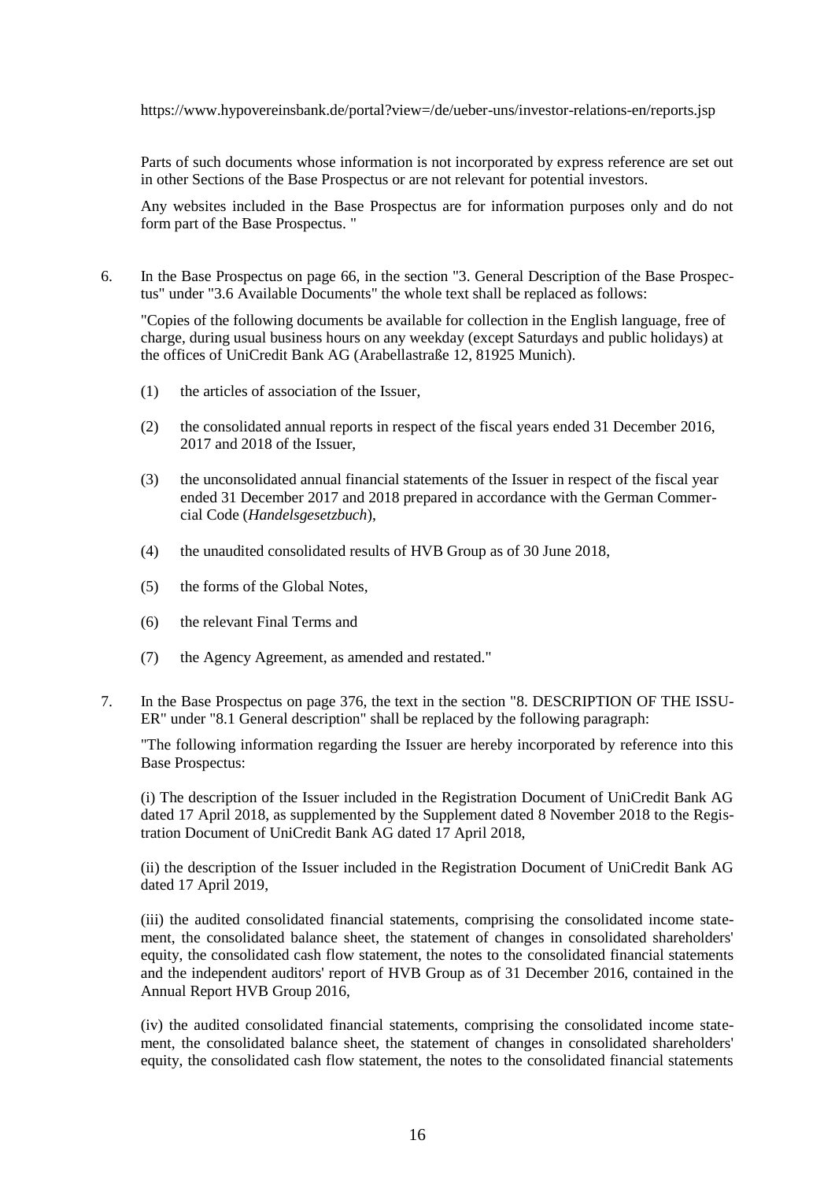https://www.hypovereinsbank.de/portal?view=/de/ueber-uns/investor-relations-en/reports.jsp

Parts of such documents whose information is not incorporated by express reference are set out in other Sections of the Base Prospectus or are not relevant for potential investors.

Any websites included in the Base Prospectus are for information purposes only and do not form part of the Base Prospectus. "

6. In the Base Prospectus on page 66, in the section "3. General Description of the Base Prospectus" under "3.6 Available Documents" the whole text shall be replaced as follows:

   "Copies of the following documents be available for collection in the English language, free of charge, during usual business hours on any weekday (except Saturdays and public holidays) at the offices of UniCredit Bank AG (Arabellastraße 12, 81925 Munich).

   (1) the articles of association of the Issuer,

   (2) the consolidated annual reports in respect of the fiscal years ended 31 December 2016, 2017 and 2018 of the Issuer,

   (3) the unconsolidated annual financial statements of the Issuer in respect of the fiscal year ended 31 December 2017 and 2018 prepared in accordance with the German Commercial Code (*Handelsgesetzbuch*),

   (4) the unaudited consolidated results of HVB Group as of 30 June 2018,

   (5) the forms of the Global Notes,

   (6) the relevant Final Terms and

   (7) the Agency Agreement, as amended and restated."

7. In the Base Prospectus on page 376, the text in the section "8. DESCRIPTION OF THE ISSUER" under "8.1 General description" shall be replaced by the following paragraph:

   "The following information regarding the Issuer are hereby incorporated by reference into this Base Prospectus:

   (i) The description of the Issuer included in the Registration Document of UniCredit Bank AG dated 17 April 2018, as supplemented by the Supplement dated 8 November 2018 to the Registration Document of UniCredit Bank AG dated 17 April 2018,

   (ii) the description of the Issuer included in the Registration Document of UniCredit Bank AG dated 17 April 2019,

   (iii) the audited consolidated financial statements, comprising the consolidated income statement, the consolidated balance sheet, the statement of changes in consolidated shareholders' equity, the consolidated cash flow statement, the notes to the consolidated financial statements and the independent auditors' report of HVB Group as of 31 December 2016, contained in the Annual Report HVB Group 2016,

   (iv) the audited consolidated financial statements, comprising the consolidated income statement, the consolidated balance sheet, the statement of changes in consolidated shareholders' equity, the consolidated cash flow statement, the notes to the consolidated financial statements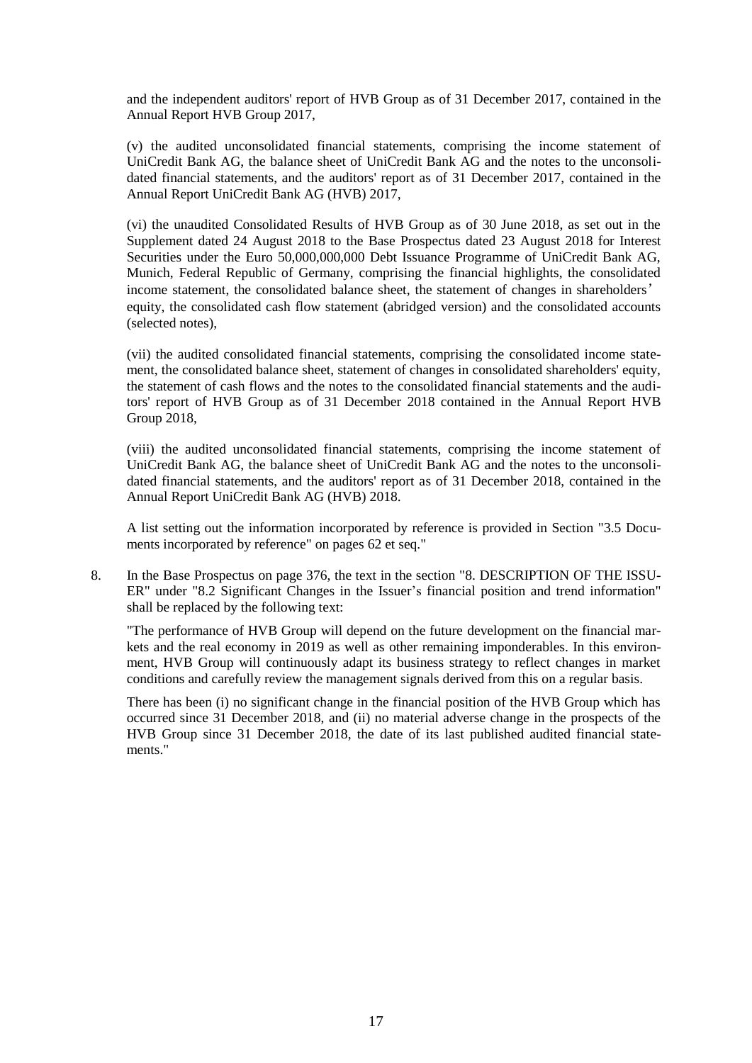and the independent auditors' report of HVB Group as of 31 December 2017, contained in the Annual Report HVB Group 2017,

(v) the audited unconsolidated financial statements, comprising the income statement of UniCredit Bank AG, the balance sheet of UniCredit Bank AG and the notes to the unconsolidated financial statements, and the auditors' report as of 31 December 2017, contained in the Annual Report UniCredit Bank AG (HVB) 2017,

(vi) the unaudited Consolidated Results of HVB Group as of 30 June 2018, as set out in the Supplement dated 24 August 2018 to the Base Prospectus dated 23 August 2018 for Interest Securities under the Euro 50,000,000,000 Debt Issuance Programme of UniCredit Bank AG, Munich, Federal Republic of Germany, comprising the financial highlights, the consolidated income statement, the consolidated balance sheet, the statement of changes in shareholders' equity, the consolidated cash flow statement (abridged version) and the consolidated accounts (selected notes),

(vii) the audited consolidated financial statements, comprising the consolidated income statement, the consolidated balance sheet, statement of changes in consolidated shareholders' equity, the statement of cash flows and the notes to the consolidated financial statements and the auditors' report of HVB Group as of 31 December 2018 contained in the Annual Report HVB Group 2018,

(viii) the audited unconsolidated financial statements, comprising the income statement of UniCredit Bank AG, the balance sheet of UniCredit Bank AG and the notes to the unconsolidated financial statements, and the auditors' report as of 31 December 2018, contained in the Annual Report UniCredit Bank AG (HVB) 2018.

A list setting out the information incorporated by reference is provided in Section "3.5 Documents incorporated by reference" on pages 62 et seq."

8. In the Base Prospectus on page 376, the text in the section "8. DESCRIPTION OF THE ISSUER" under "8.2 Significant Changes in the Issuer's financial position and trend information" shall be replaced by the following text:

   "The performance of HVB Group will depend on the future development on the financial markets and the real economy in 2019 as well as other remaining imponderables. In this environment, HVB Group will continuously adapt its business strategy to reflect changes in market conditions and carefully review the management signals derived from this on a regular basis.

   There has been (i) no significant change in the financial position of the HVB Group which has occurred since 31 December 2018, and (ii) no material adverse change in the prospects of the HVB Group since 31 December 2018, the date of its last published audited financial statements."